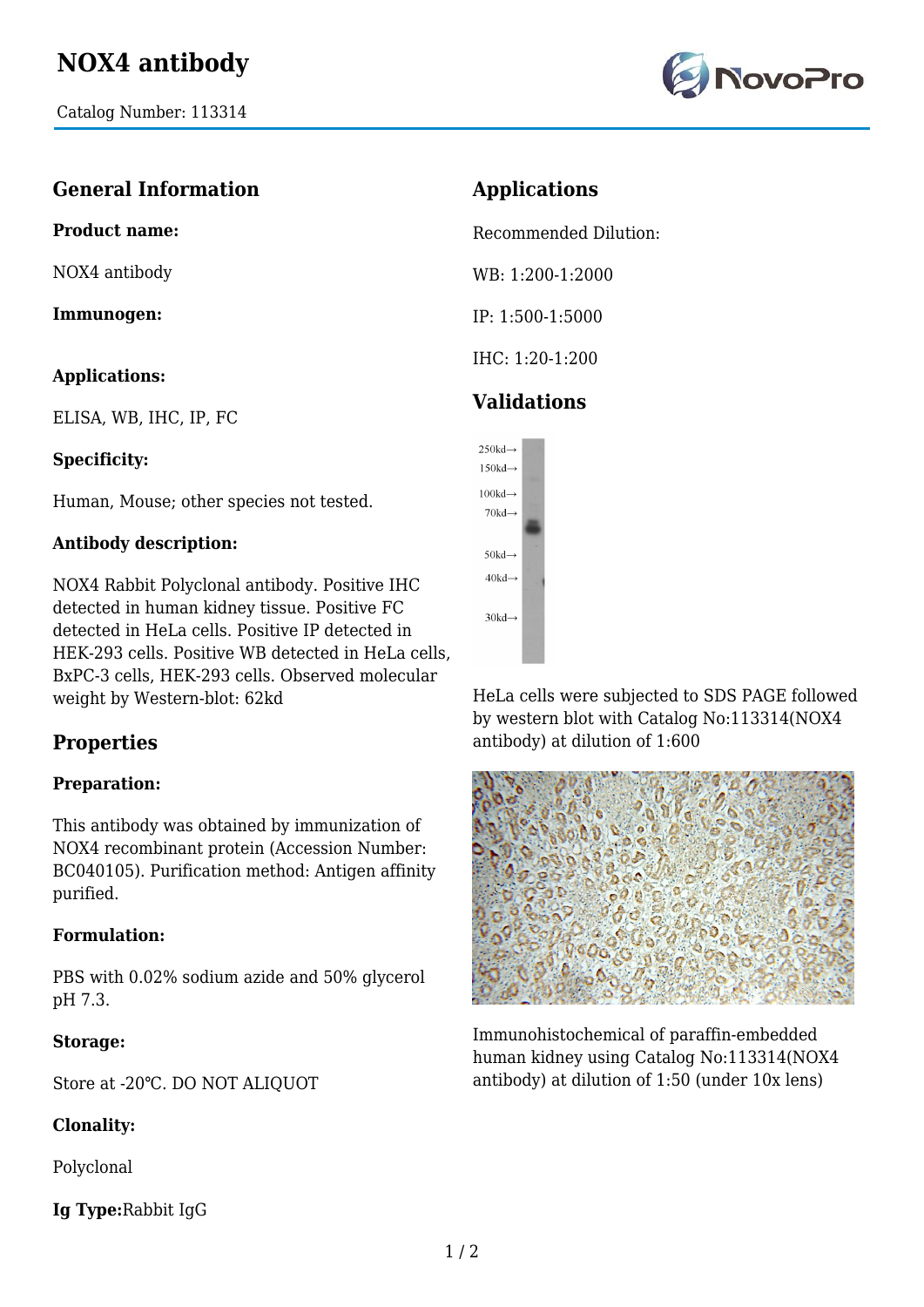# NOX4 antibody

Catalog Number: 113314

## General Information

**Product name:**

NOX4 antibody

**Immunogen:**

**Applications:**

ELISA, WB, IHC, IP, FC

**Specificity:**

Human, Mouse; other species not tested.

**Antibody description:**

NOX4 Rabbit Polyclonal antibody. Positive IHC detected in human kidney tissue. Positive FC detected in HeLa cells. Positive IP detected in HEK-293 cells. Positive WB detected in HeLa cells, BxPC-3 cells, HEK-293 cells. Observed molecular weight by Western-blot: 62kd

## Properties

**Preparation:**

This antibody was obtained by immunization of NOX4 recombinant protein (Accession Number: BC040105). Purification method: Antigen affinity purified.

**Formulation:**

PBS with 0.02% sodium azide and 50% glycerol pH 7.3.

**Storage:**

Store at -20℃. DO NOT ALIQUOT

**Clonality:**

Polyclonal

**Ig Type:** Rabbit IgG

## Applications

Recommended Dilution:

WB: 1:200-1:2000

IP: 1:500-1:5000

IHC: 1:20-1:200

## Validations

HeLa cells were subjected to SDS PAGE followed by western blot with Catalog No:113314(NOX4 antibody) at dilution of 1:600

Immunohistochemical of paraffin-embedded human kidney using Catalog No:113314(NOX4 antibody) at dilution of 1:50 (under 10x lens)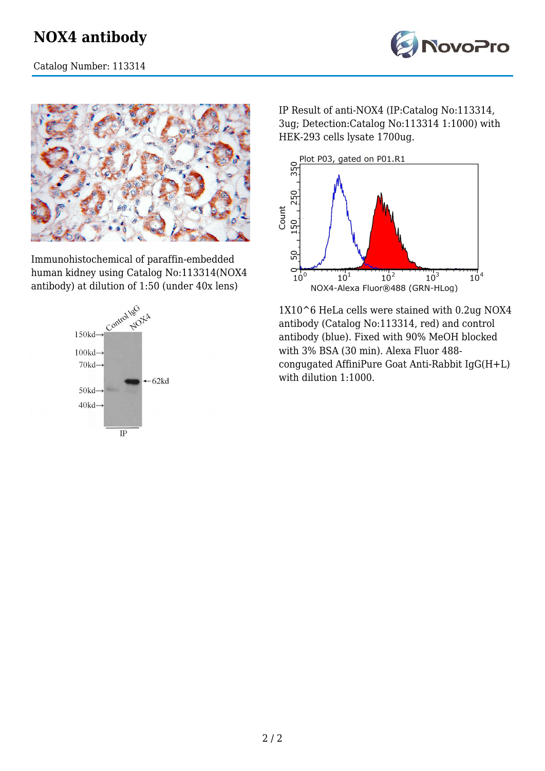# NOX4 antibody

Catalog Number: 113314

Immunohistochemical of paraffin-embedded human kidney using Catalog No:113314(NOX4 antibody) at dilution of 1:50 (under 40x lens)

Control IgG
NOX4
150kd→
100kd→
70kd→
←62kd
50kd→
40kd→
IP

IP Result of anti-NOX4 (IP:Catalog No:113314, 3ug; Detection:Catalog No:113314 1:1000) with HEK-293 cells lysate 1700ug.

Plot P03, gated on P01.R1

Count

0
50
150
250
350

$10^0$
$10^1$
$10^2$
$10^3$
$10^4$

NOX4-Alexa Fluor®488 (GRN-HLog)

1X10^6 HeLa cells were stained with 0.2ug NOX4 antibody (Catalog No:113314, red) and control antibody (blue). Fixed with 90% MeOH blocked with 3% BSA (30 min). Alexa Fluor 488-congugated AffiniPure Goat Anti-Rabbit IgG(H+L) with dilution 1:1000.